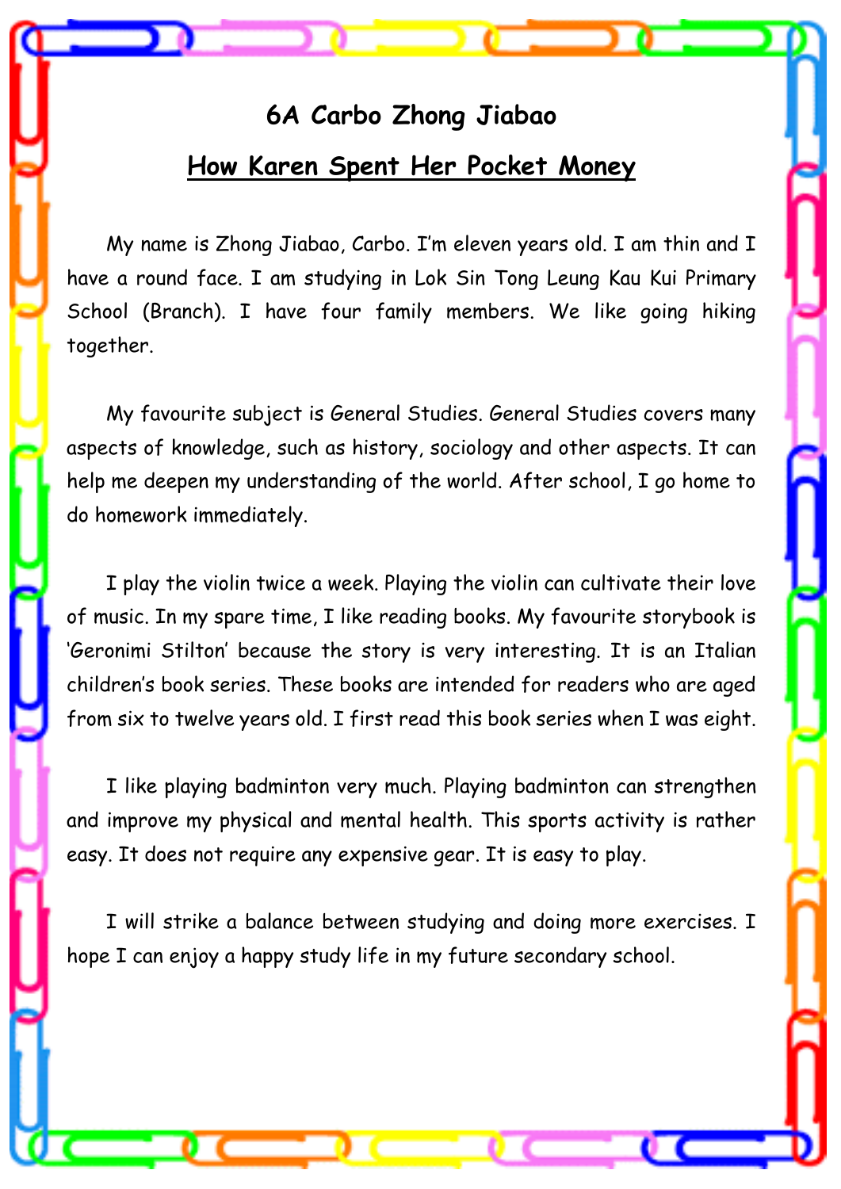## 6A Carbo Zhong Jiabao

## How Karen Spent Her Pocket Money

My name is Zhong Jiabao, Carbo. I'm eleven years old. I am thin and I have a round face. I am studying in Lok Sin Tong Leung Kau Kui Primary School (Branch). I have four family members. We like going hiking together.

My favourite subject is General Studies. General Studies covers many aspects of knowledge, such as history, sociology and other aspects. It can help me deepen my understanding of the world. After school, I go home to do homework immediately.

I play the violin twice a week. Playing the violin can cultivate their love of music. In my spare time, I like reading books. My favourite storybook is 'Geronimi Stilton' because the story is very interesting. It is an Italian children's book series. These books are intended for readers who are aged from six to twelve years old. I first read this book series when I was eight.

I like playing badminton very much. Playing badminton can strengthen and improve my physical and mental health. This sports activity is rather easy. It does not require any expensive gear. It is easy to play.

I will strike a balance between studying and doing more exercises. I hope I can enjoy a happy study life in my future secondary school.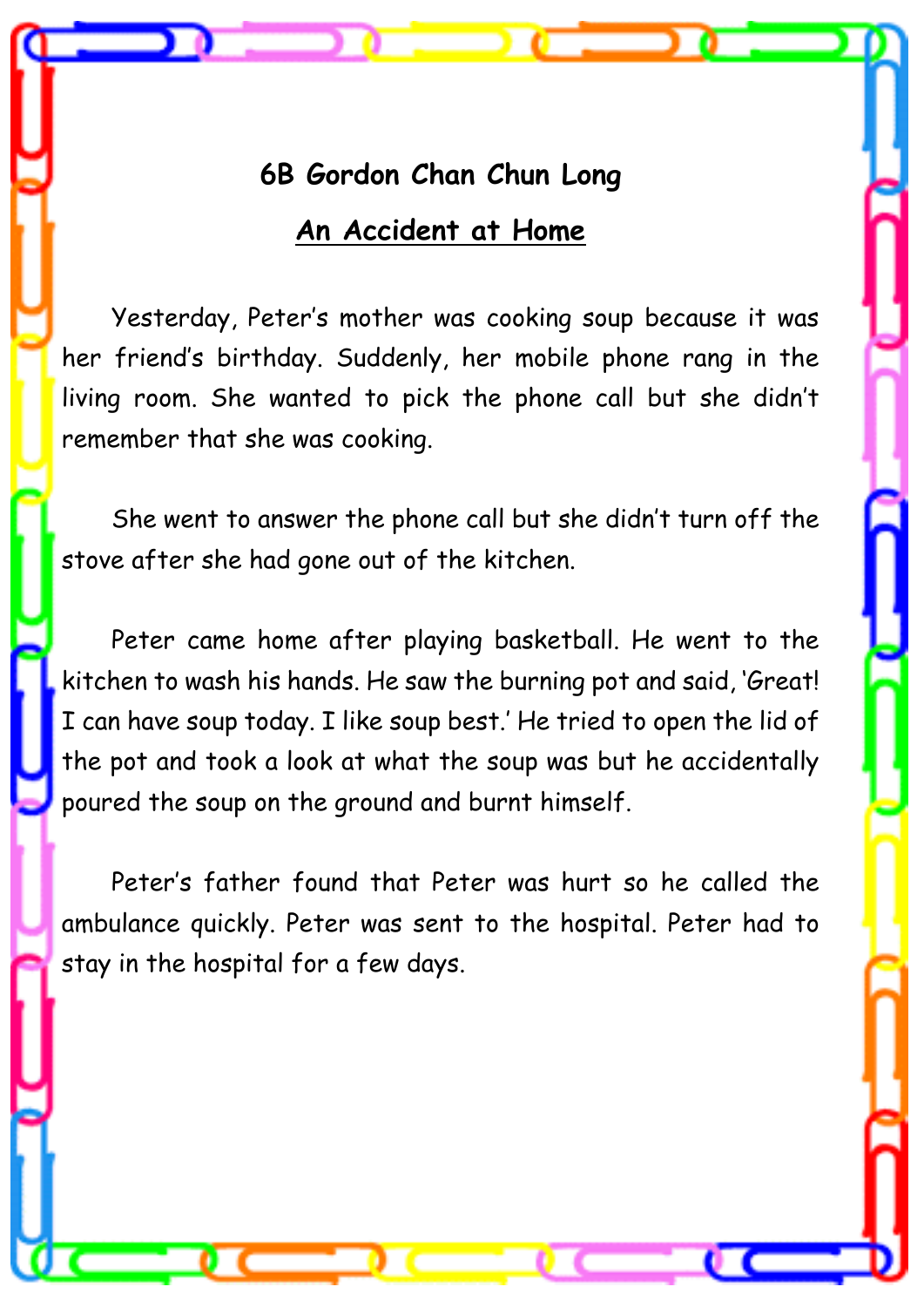**6B Gordon Chan Chun Long**

## An Accident at Home

Yesterday, Peter's mother was cooking soup because it was her friend's birthday. Suddenly, her mobile phone rang in the living room. She wanted to pick the phone call but she didn't remember that she was cooking.

She went to answer the phone call but she didn't turn off the stove after she had gone out of the kitchen.

Peter came home after playing basketball. He went to the kitchen to wash his hands. He saw the burning pot and said, 'Great! I can have soup today. I like soup best.' He tried to open the lid of the pot and took a look at what the soup was but he accidentally poured the soup on the ground and burnt himself.

Peter's father found that Peter was hurt so he called the ambulance quickly. Peter was sent to the hospital. Peter had to stay in the hospital for a few days.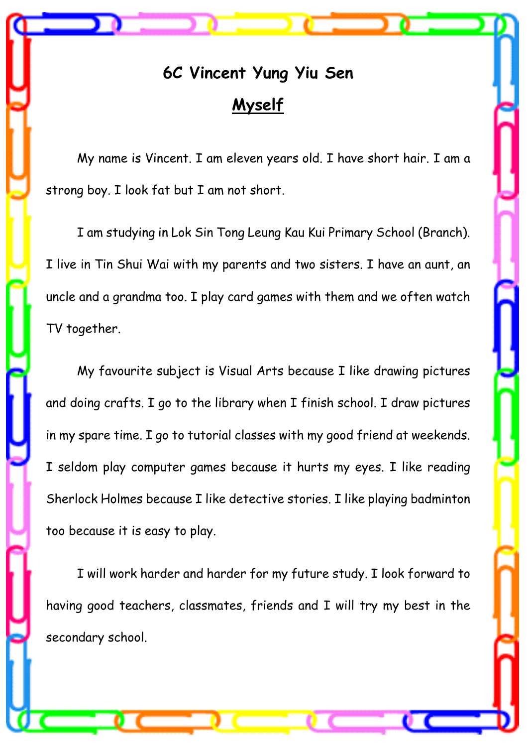## 6C Vincent Yung Yiu Sen

## Myself

My name is Vincent. I am eleven years old. I have short hair. I am a strong boy. I look fat but I am not short.

I am studying in Lok Sin Tong Leung Kau Kui Primary School (Branch). I live in Tin Shui Wai with my parents and two sisters. I have an aunt, an uncle and a grandma too. I play card games with them and we often watch TV together.

My favourite subject is Visual Arts because I like drawing pictures and doing crafts. I go to the library when I finish school. I draw pictures in my spare time. I go to tutorial classes with my good friend at weekends. I seldom play computer games because it hurts my eyes. I like reading Sherlock Holmes because I like detective stories. I like playing badminton too because it is easy to play.

I will work harder and harder for my future study. I look forward to having good teachers, classmates, friends and I will try my best in the secondary school.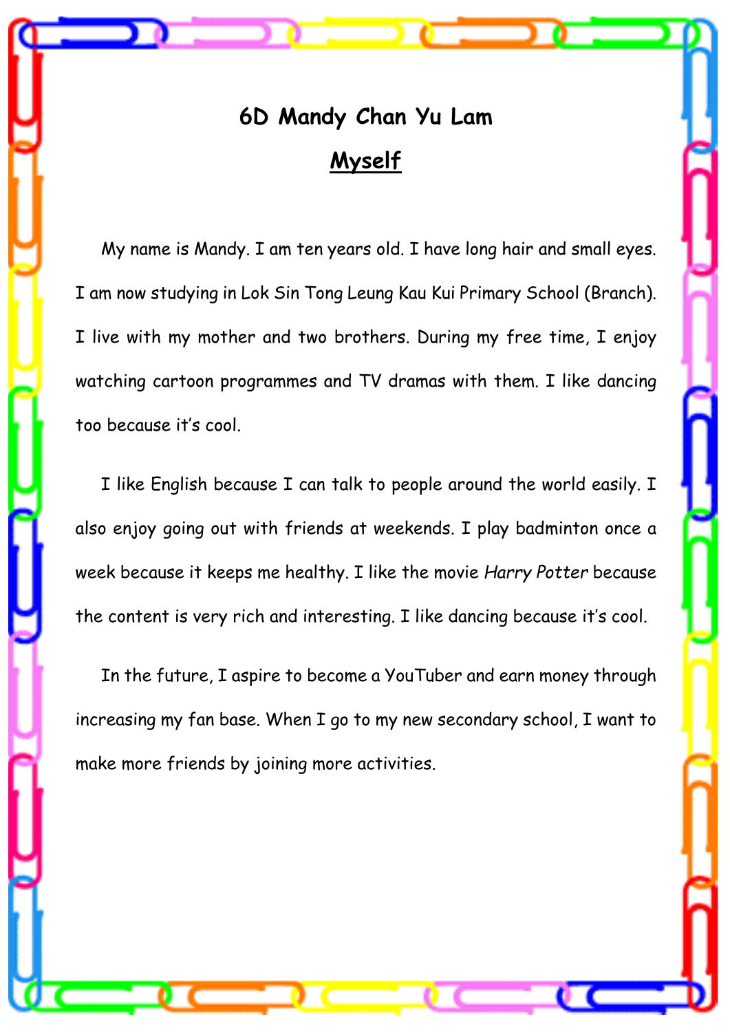# 6D Mandy Chan Yu Lam

## Myself

My name is Mandy. I am ten years old. I have long hair and small eyes. I am now studying in Lok Sin Tong Leung Kau Kui Primary School (Branch). I live with my mother and two brothers. During my free time, I enjoy watching cartoon programmes and TV dramas with them. I like dancing too because it's cool.

I like English because I can talk to people around the world easily. I also enjoy going out with friends at weekends. I play badminton once a week because it keeps me healthy. I like the movie *Harry Potter* because the content is very rich and interesting. I like dancing because it's cool.

In the future, I aspire to become a YouTuber and earn money through increasing my fan base. When I go to my new secondary school, I want to make more friends by joining more activities.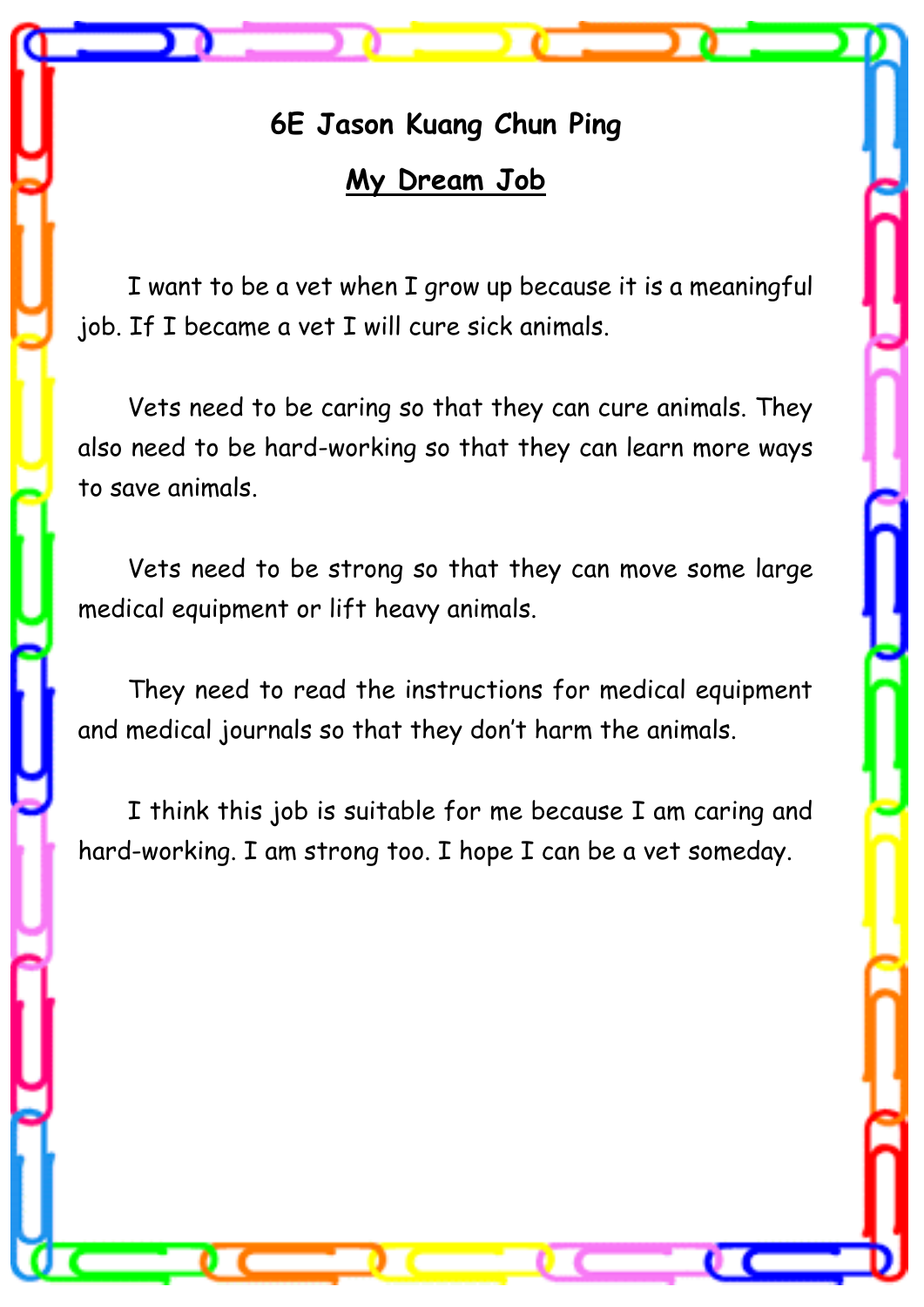**6E Jason Kuang Chun Ping**

**My Dream Job**

I want to be a vet when I grow up because it is a meaningful job. If I became a vet I will cure sick animals.

Vets need to be caring so that they can cure animals. They also need to be hard-working so that they can learn more ways to save animals.

Vets need to be strong so that they can move some large medical equipment or lift heavy animals.

They need to read the instructions for medical equipment and medical journals so that they don't harm the animals.

I think this job is suitable for me because I am caring and hard-working. I am strong too. I hope I can be a vet someday.